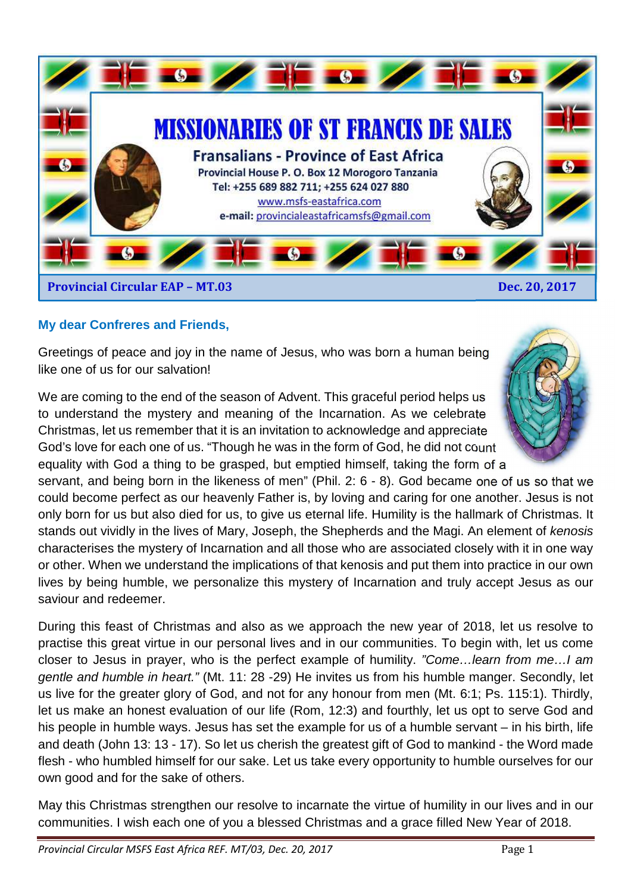# MISSIONARIES OF ST FRANCIS DE SALES

## Fransalians - Province of East Africa

**Provincial House P. O. Box 12 Morogoro Tanzania**
**Tel: +255 689 882 711; +255 624 027 880**
www.msfs-eastafrica.com
**e-mail:** provincialeastafricamsfs@gmail.com

**Provincial Circular EAP – MT.03** **Dec. 20, 2017**

**My dear Confreres and Friends,**

Greetings of peace and joy in the name of Jesus, who was born a human being like one of us for our salvation!

We are coming to the end of the season of Advent. This graceful period helps us to understand the mystery and meaning of the Incarnation. As we celebrate Christmas, let us remember that it is an invitation to acknowledge and appreciate God's love for each one of us. "Though he was in the form of God, he did not count equality with God a thing to be grasped, but emptied himself, taking the form of a servant, and being born in the likeness of men" (Phil. 2: 6 - 8). God became one of us so that we could become perfect as our heavenly Father is, by loving and caring for one another. Jesus is not only born for us but also died for us, to give us eternal life. Humility is the hallmark of Christmas. It stands out vividly in the lives of Mary, Joseph, the Shepherds and the Magi. An element of *kenosis* characterises the mystery of Incarnation and all those who are associated closely with it in one way or other. When we understand the implications of that kenosis and put them into practice in our own lives by being humble, we personalize this mystery of Incarnation and truly accept Jesus as our saviour and redeemer.

During this feast of Christmas and also as we approach the new year of 2018, let us resolve to practise this great virtue in our personal lives and in our communities. To begin with, let us come closer to Jesus in prayer, who is the perfect example of humility. *"Come…learn from me…I am gentle and humble in heart."* (Mt. 11: 28 -29) He invites us from his humble manger. Secondly, let us live for the greater glory of God, and not for any honour from men (Mt. 6:1; Ps. 115:1). Thirdly, let us make an honest evaluation of our life (Rom, 12:3) and fourthly, let us opt to serve God and his people in humble ways. Jesus has set the example for us of a humble servant – in his birth, life and death (John 13: 13 - 17). So let us cherish the greatest gift of God to mankind - the Word made flesh - who humbled himself for our sake. Let us take every opportunity to humble ourselves for our own good and for the sake of others.

May this Christmas strengthen our resolve to incarnate the virtue of humility in our lives and in our communities. I wish each one of you a blessed Christmas and a grace filled New Year of 2018.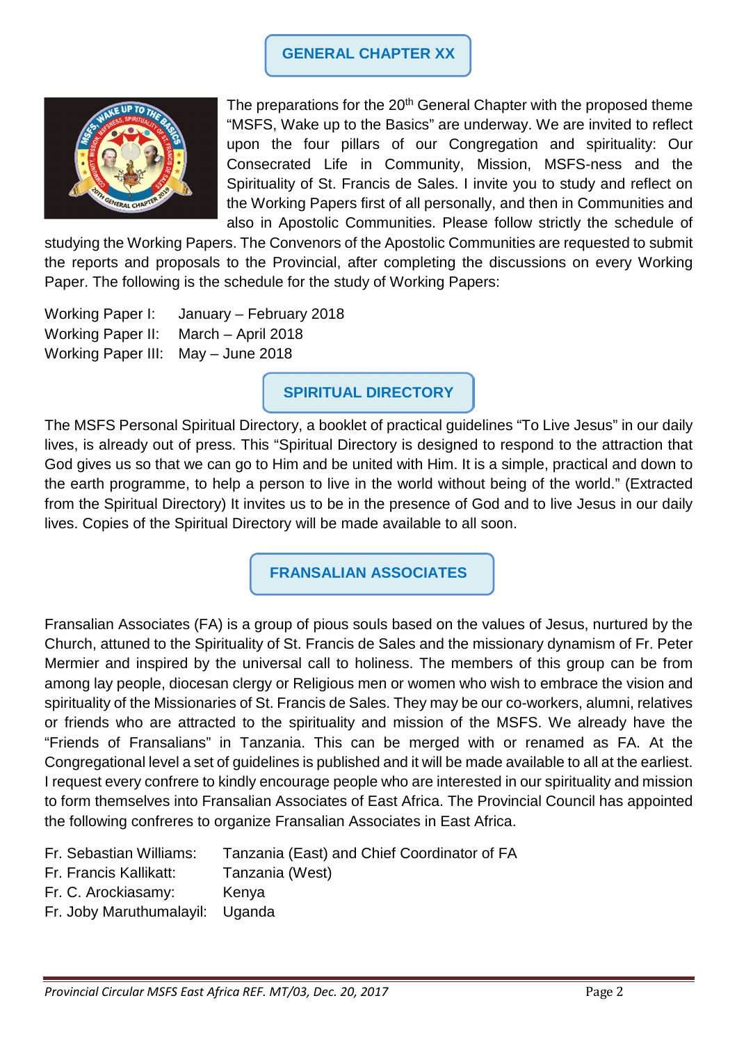## GENERAL CHAPTER XX

The preparations for the 20th General Chapter with the proposed theme "MSFS, Wake up to the Basics" are underway. We are invited to reflect upon the four pillars of our Congregation and spirituality: Our Consecrated Life in Community, Mission, MSFS-ness and the Spirituality of St. Francis de Sales. I invite you to study and reflect on the Working Papers first of all personally, and then in Communities and also in Apostolic Communities. Please follow strictly the schedule of studying the Working Papers. The Convenors of the Apostolic Communities are requested to submit the reports and proposals to the Provincial, after completing the discussions on every Working Paper. The following is the schedule for the study of Working Papers:

| | |
|---|---|
| Working Paper I: | January – February 2018 |
| Working Paper II: | March – April 2018 |
| Working Paper III: | May – June 2018 |

## SPIRITUAL DIRECTORY

The MSFS Personal Spiritual Directory, a booklet of practical guidelines "To Live Jesus" in our daily lives, is already out of press. This "Spiritual Directory is designed to respond to the attraction that God gives us so that we can go to Him and be united with Him. It is a simple, practical and down to the earth programme, to help a person to live in the world without being of the world." (Extracted from the Spiritual Directory) It invites us to be in the presence of God and to live Jesus in our daily lives. Copies of the Spiritual Directory will be made available to all soon.

## FRANSALIAN ASSOCIATES

Fransalian Associates (FA) is a group of pious souls based on the values of Jesus, nurtured by the Church, attuned to the Spirituality of St. Francis de Sales and the missionary dynamism of Fr. Peter Mermier and inspired by the universal call to holiness. The members of this group can be from among lay people, diocesan clergy or Religious men or women who wish to embrace the vision and spirituality of the Missionaries of St. Francis de Sales. They may be our co-workers, alumni, relatives or friends who are attracted to the spirituality and mission of the MSFS. We already have the "Friends of Fransalians" in Tanzania. This can be merged with or renamed as FA. At the Congregational level a set of guidelines is published and it will be made available to all at the earliest. I request every confrere to kindly encourage people who are interested in our spirituality and mission to form themselves into Fransalian Associates of East Africa. The Provincial Council has appointed the following confreres to organize Fransalian Associates in East Africa.

| | |
|---|---|
| Fr. Sebastian Williams: | Tanzania (East) and Chief Coordinator of FA |
| Fr. Francis Kallikatt: | Tanzania (West) |
| Fr. C. Arockiasamy: | Kenya |
| Fr. Joby Maruthumalayil: | Uganda |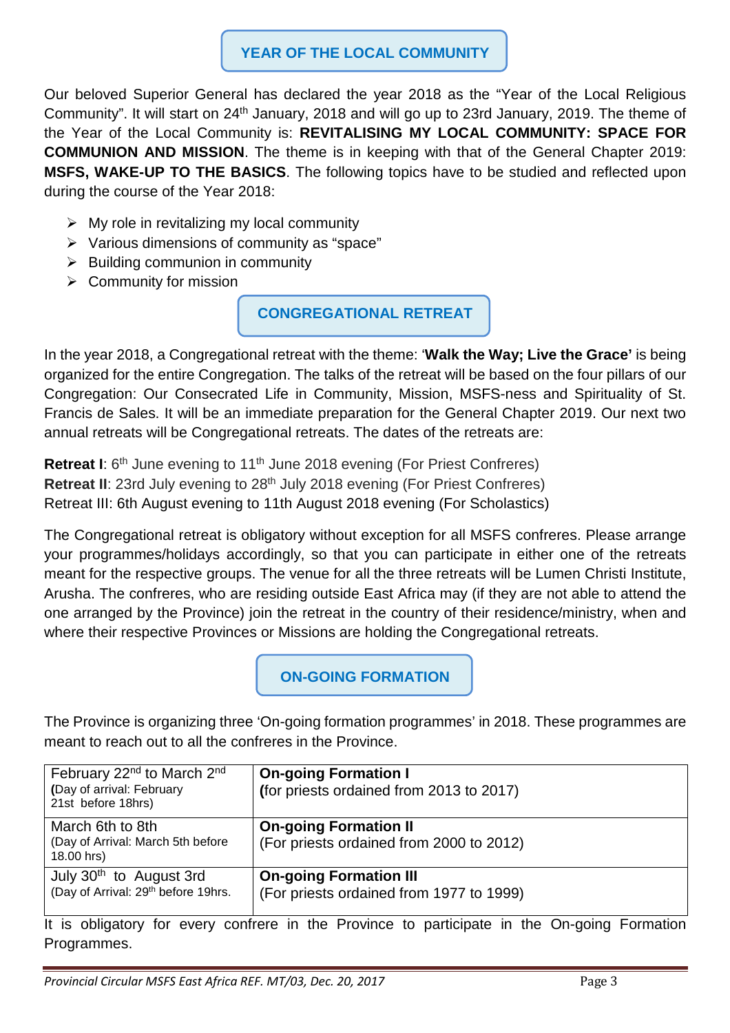## YEAR OF THE LOCAL COMMUNITY

Our beloved Superior General has declared the year 2018 as the “Year of the Local Religious Community”. It will start on 24th January, 2018 and will go up to 23rd January, 2019. The theme of the Year of the Local Community is: **REVITALISING MY LOCAL COMMUNITY: SPACE FOR COMMUNION AND MISSION**. The theme is in keeping with that of the General Chapter 2019: **MSFS, WAKE-UP TO THE BASICS**. The following topics have to be studied and reflected upon during the course of the Year 2018:

- My role in revitalizing my local community
- Various dimensions of community as “space”
- Building communion in community
- Community for mission

## CONGREGATIONAL RETREAT

In the year 2018, a Congregational retreat with the theme: ‘**Walk the Way; Live the Grace’** is being organized for the entire Congregation. The talks of the retreat will be based on the four pillars of our Congregation: Our Consecrated Life in Community, Mission, MSFS-ness and Spirituality of St. Francis de Sales. It will be an immediate preparation for the General Chapter 2019. Our next two annual retreats will be Congregational retreats. The dates of the retreats are:

**Retreat I**: 6th June evening to 11th June 2018 evening (For Priest Confreres)
**Retreat II**: 23rd July evening to 28th July 2018 evening (For Priest Confreres)
Retreat III: 6th August evening to 11th August 2018 evening (For Scholastics)

The Congregational retreat is obligatory without exception for all MSFS confreres. Please arrange your programmes/holidays accordingly, so that you can participate in either one of the retreats meant for the respective groups. The venue for all the three retreats will be Lumen Christi Institute, Arusha. The confreres, who are residing outside East Africa may (if they are not able to attend the one arranged by the Province) join the retreat in the country of their residence/ministry, when and where their respective Provinces or Missions are holding the Congregational retreats.

## ON-GOING FORMATION

The Province is organizing three ‘On-going formation programmes’ in 2018. These programmes are meant to reach out to all the confreres in the Province.

| Dates | Programme |
|---|---|
| February 22nd to March 2nd **(**Day of arrival: February 21st before 18hrs) | **On-going Formation I** **(**for priests ordained from 2013 to 2017) |
| March 6th to 8th (Day of Arrival: March 5th before 18.00 hrs) | **On-going Formation II** (For priests ordained from 2000 to 2012) |
| July 30th to August 3rd (Day of Arrival: 29th before 19hrs. | **On-going Formation III** (For priests ordained from 1977 to 1999) |

It is obligatory for every confrere in the Province to participate in the On-going Formation Programmes.

*Provincial Circular MSFS East Africa REF. MT/03, Dec. 20, 2017*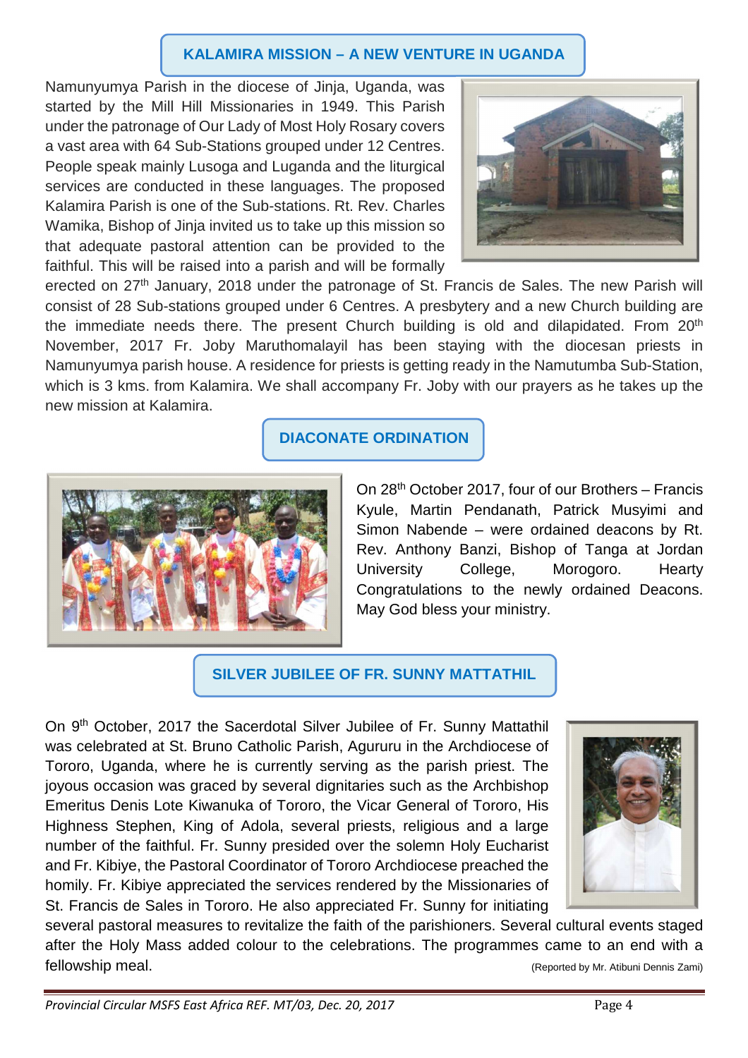## KALAMIRA MISSION – A NEW VENTURE IN UGANDA

Namunyumya Parish in the diocese of Jinja, Uganda, was started by the Mill Hill Missionaries in 1949. This Parish under the patronage of Our Lady of Most Holy Rosary covers a vast area with 64 Sub-Stations grouped under 12 Centres. People speak mainly Lusoga and Luganda and the liturgical services are conducted in these languages. The proposed Kalamira Parish is one of the Sub-stations. Rt. Rev. Charles Wamika, Bishop of Jinja invited us to take up this mission so that adequate pastoral attention can be provided to the faithful. This will be raised into a parish and will be formally erected on 27th January, 2018 under the patronage of St. Francis de Sales. The new Parish will consist of 28 Sub-stations grouped under 6 Centres. A presbytery and a new Church building are the immediate needs there. The present Church building is old and dilapidated. From 20th November, 2017 Fr. Joby Maruthomalayil has been staying with the diocesan priests in Namunyumya parish house. A residence for priests is getting ready in the Namutumba Sub-Station, which is 3 kms. from Kalamira. We shall accompany Fr. Joby with our prayers as he takes up the new mission at Kalamira.

## DIACONATE ORDINATION

On 28th October 2017, four of our Brothers – Francis Kyule, Martin Pendanath, Patrick Musyimi and Simon Nabende – were ordained deacons by Rt. Rev. Anthony Banzi, Bishop of Tanga at Jordan University College, Morogoro. Hearty Congratulations to the newly ordained Deacons. May God bless your ministry.

## SILVER JUBILEE OF FR. SUNNY MATTATHIL

On 9th October, 2017 the Sacerdotal Silver Jubilee of Fr. Sunny Mattathil was celebrated at St. Bruno Catholic Parish, Agururu in the Archdiocese of Tororo, Uganda, where he is currently serving as the parish priest. The joyous occasion was graced by several dignitaries such as the Archbishop Emeritus Denis Lote Kiwanuka of Tororo, the Vicar General of Tororo, His Highness Stephen, King of Adola, several priests, religious and a large number of the faithful. Fr. Sunny presided over the solemn Holy Eucharist and Fr. Kibiye, the Pastoral Coordinator of Tororo Archdiocese preached the homily. Fr. Kibiye appreciated the services rendered by the Missionaries of St. Francis de Sales in Tororo. He also appreciated Fr. Sunny for initiating several pastoral measures to revitalize the faith of the parishioners. Several cultural events staged after the Holy Mass added colour to the celebrations. The programmes came to an end with a fellowship meal.

(Reported by Mr. Atibuni Dennis Zami)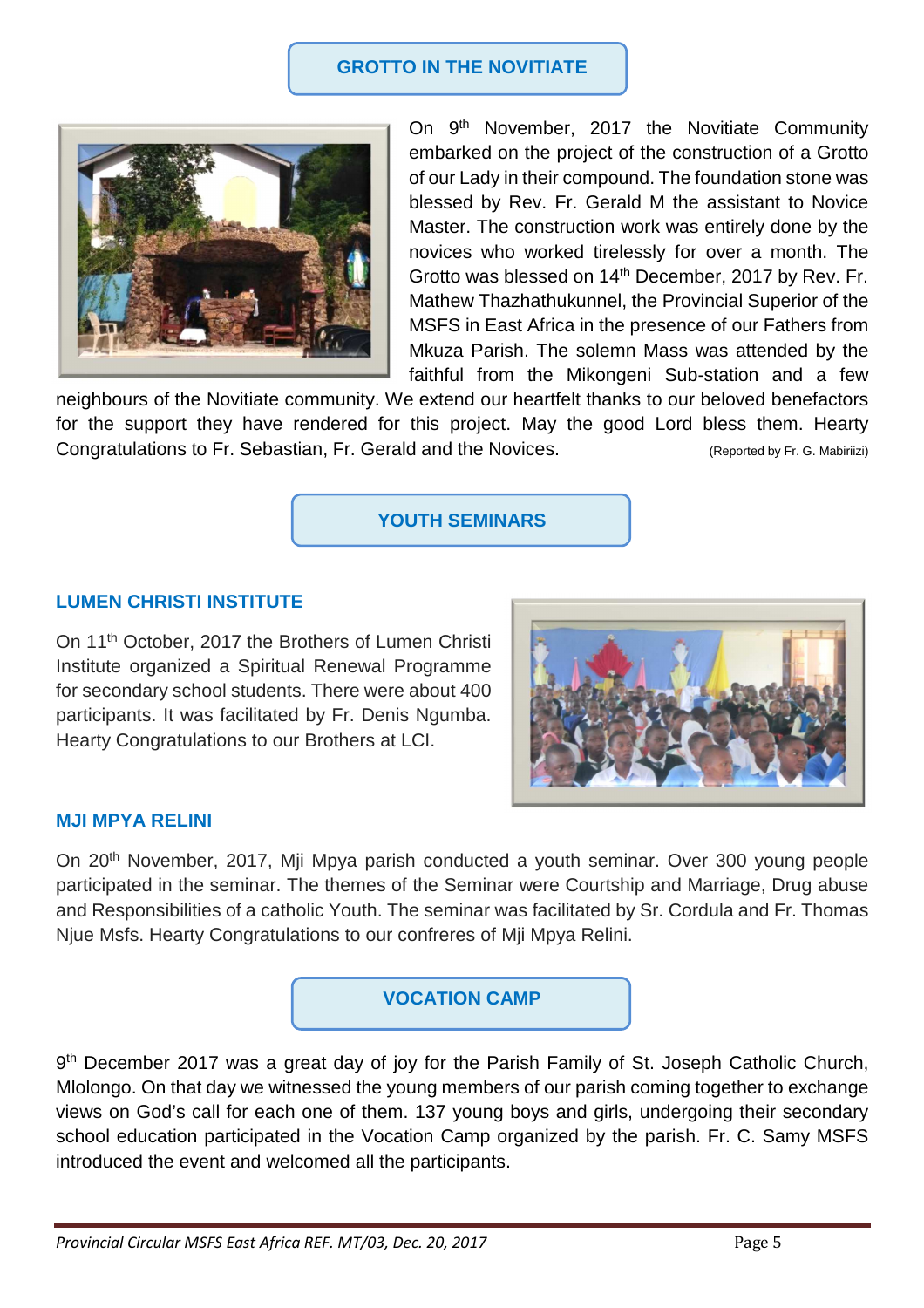## GROTTO IN THE NOVITIATE

On 9th November, 2017 the Novitiate Community embarked on the project of the construction of a Grotto of our Lady in their compound. The foundation stone was blessed by Rev. Fr. Gerald M the assistant to Novice Master. The construction work was entirely done by the novices who worked tirelessly for over a month. The Grotto was blessed on 14th December, 2017 by Rev. Fr. Mathew Thazhathukunnel, the Provincial Superior of the MSFS in East Africa in the presence of our Fathers from Mkuza Parish. The solemn Mass was attended by the faithful from the Mikongeni Sub-station and a few neighbours of the Novitiate community. We extend our heartfelt thanks to our beloved benefactors for the support they have rendered for this project. May the good Lord bless them. Hearty Congratulations to Fr. Sebastian, Fr. Gerald and the Novices. (Reported by Fr. G. Mabiriizi)

## YOUTH SEMINARS

### LUMEN CHRISTI INSTITUTE

On 11th October, 2017 the Brothers of Lumen Christi Institute organized a Spiritual Renewal Programme for secondary school students. There were about 400 participants. It was facilitated by Fr. Denis Ngumba. Hearty Congratulations to our Brothers at LCI.

### MJI MPYA RELINI

On 20th November, 2017, Mji Mpya parish conducted a youth seminar. Over 300 young people participated in the seminar. The themes of the Seminar were Courtship and Marriage, Drug abuse and Responsibilities of a catholic Youth. The seminar was facilitated by Sr. Cordula and Fr. Thomas Njue Msfs. Hearty Congratulations to our confreres of Mji Mpya Relini.

## VOCATION CAMP

9th December 2017 was a great day of joy for the Parish Family of St. Joseph Catholic Church, Mlolongo. On that day we witnessed the young members of our parish coming together to exchange views on God's call for each one of them. 137 young boys and girls, undergoing their secondary school education participated in the Vocation Camp organized by the parish. Fr. C. Samy MSFS introduced the event and welcomed all the participants.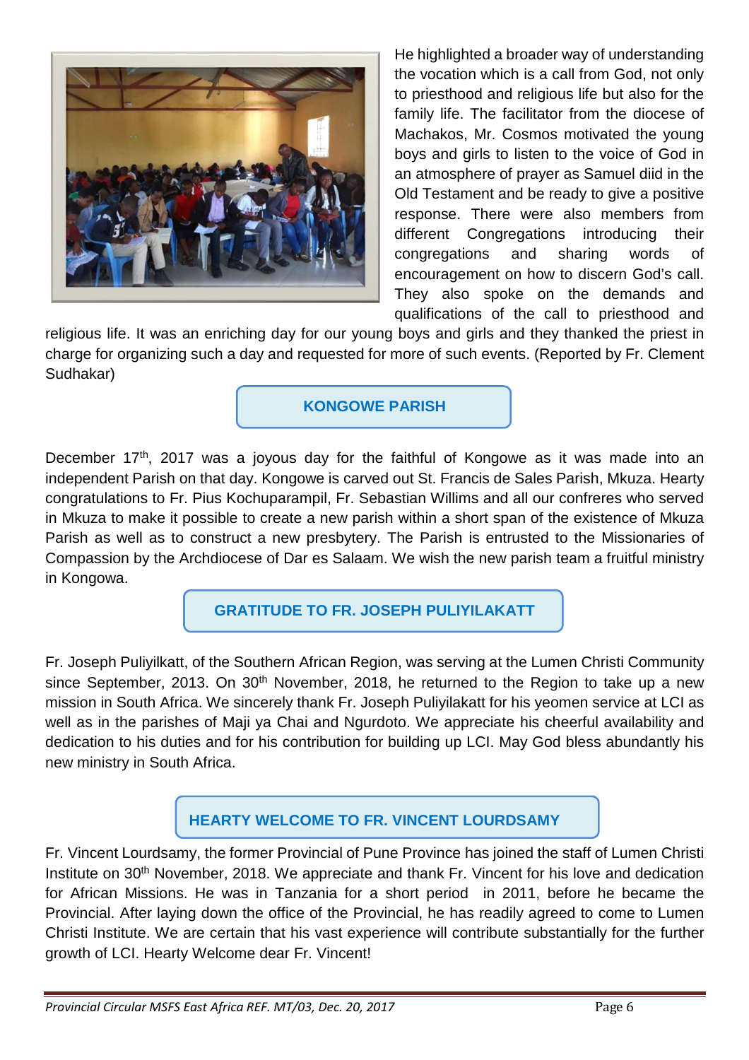He highlighted a broader way of understanding the vocation which is a call from God, not only to priesthood and religious life but also for the family life. The facilitator from the diocese of Machakos, Mr. Cosmos motivated the young boys and girls to listen to the voice of God in an atmosphere of prayer as Samuel diid in the Old Testament and be ready to give a positive response. There were also members from different Congregations introducing their congregations and sharing words of encouragement on how to discern God's call. They also spoke on the demands and qualifications of the call to priesthood and religious life. It was an enriching day for our young boys and girls and they thanked the priest in charge for organizing such a day and requested for more of such events. (Reported by Fr. Clement Sudhakar)

## KONGOWE PARISH

December 17th, 2017 was a joyous day for the faithful of Kongowe as it was made into an independent Parish on that day. Kongowe is carved out St. Francis de Sales Parish, Mkuza. Hearty congratulations to Fr. Pius Kochuparampil, Fr. Sebastian Willims and all our confreres who served in Mkuza to make it possible to create a new parish within a short span of the existence of Mkuza Parish as well as to construct a new presbytery. The Parish is entrusted to the Missionaries of Compassion by the Archdiocese of Dar es Salaam. We wish the new parish team a fruitful ministry in Kongowa.

## GRATITUDE TO FR. JOSEPH PULIYILAKATT

Fr. Joseph Puliyilkatt, of the Southern African Region, was serving at the Lumen Christi Community since September, 2013. On 30th November, 2018, he returned to the Region to take up a new mission in South Africa. We sincerely thank Fr. Joseph Puliyilakatt for his yeomen service at LCI as well as in the parishes of Maji ya Chai and Ngurdoto. We appreciate his cheerful availability and dedication to his duties and for his contribution for building up LCI. May God bless abundantly his new ministry in South Africa.

## HEARTY WELCOME TO FR. VINCENT LOURDSAMY

Fr. Vincent Lourdsamy, the former Provincial of Pune Province has joined the staff of Lumen Christi Institute on 30th November, 2018. We appreciate and thank Fr. Vincent for his love and dedication for African Missions. He was in Tanzania for a short period in 2011, before he became the Provincial. After laying down the office of the Provincial, he has readily agreed to come to Lumen Christi Institute. We are certain that his vast experience will contribute substantially for the further growth of LCI. Hearty Welcome dear Fr. Vincent!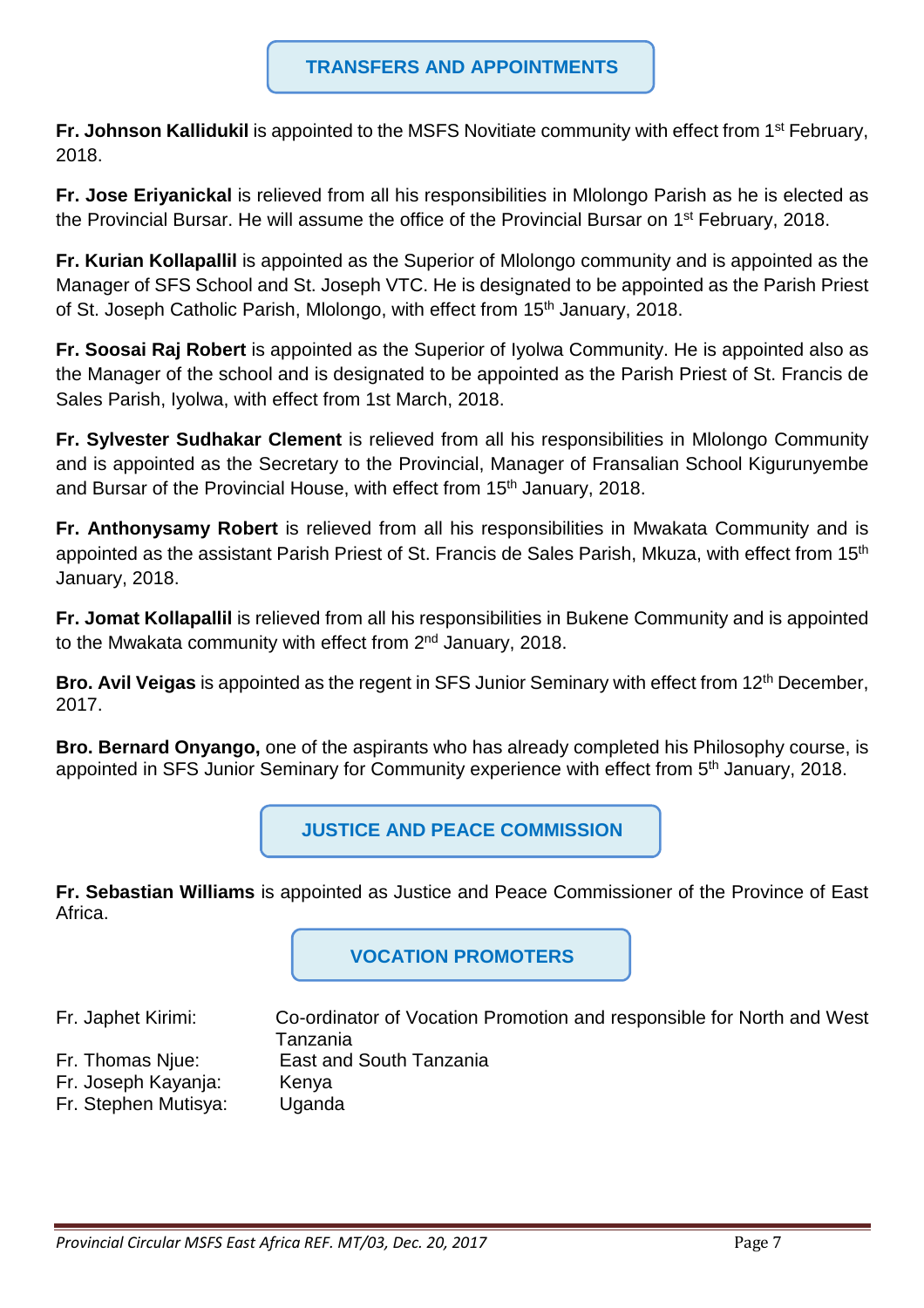## TRANSFERS AND APPOINTMENTS

**Fr. Johnson Kallidukil** is appointed to the MSFS Novitiate community with effect from 1st February, 2018.

**Fr. Jose Eriyanickal** is relieved from all his responsibilities in Mlolongo Parish as he is elected as the Provincial Bursar. He will assume the office of the Provincial Bursar on 1st February, 2018.

**Fr. Kurian Kollapallil** is appointed as the Superior of Mlolongo community and is appointed as the Manager of SFS School and St. Joseph VTC. He is designated to be appointed as the Parish Priest of St. Joseph Catholic Parish, Mlolongo, with effect from 15th January, 2018.

**Fr. Soosai Raj Robert** is appointed as the Superior of Iyolwa Community. He is appointed also as the Manager of the school and is designated to be appointed as the Parish Priest of St. Francis de Sales Parish, Iyolwa, with effect from 1st March, 2018.

**Fr. Sylvester Sudhakar Clement** is relieved from all his responsibilities in Mlolongo Community and is appointed as the Secretary to the Provincial, Manager of Fransalian School Kigurunyembe and Bursar of the Provincial House, with effect from 15th January, 2018.

**Fr. Anthonysamy Robert** is relieved from all his responsibilities in Mwakata Community and is appointed as the assistant Parish Priest of St. Francis de Sales Parish, Mkuza, with effect from 15th January, 2018.

**Fr. Jomat Kollapallil** is relieved from all his responsibilities in Bukene Community and is appointed to the Mwakata community with effect from 2nd January, 2018.

**Bro. Avil Veigas** is appointed as the regent in SFS Junior Seminary with effect from 12th December, 2017.

**Bro. Bernard Onyango,** one of the aspirants who has already completed his Philosophy course, is appointed in SFS Junior Seminary for Community experience with effect from 5th January, 2018.

## JUSTICE AND PEACE COMMISSION

**Fr. Sebastian Williams** is appointed as Justice and Peace Commissioner of the Province of East Africa.

## VOCATION PROMOTERS

| | |
|---|---|
| Fr. Japhet Kirimi: | Co-ordinator of Vocation Promotion and responsible for North and West Tanzania |
| Fr. Thomas Njue: | East and South Tanzania |
| Fr. Joseph Kayanja: | Kenya |
| Fr. Stephen Mutisya: | Uganda |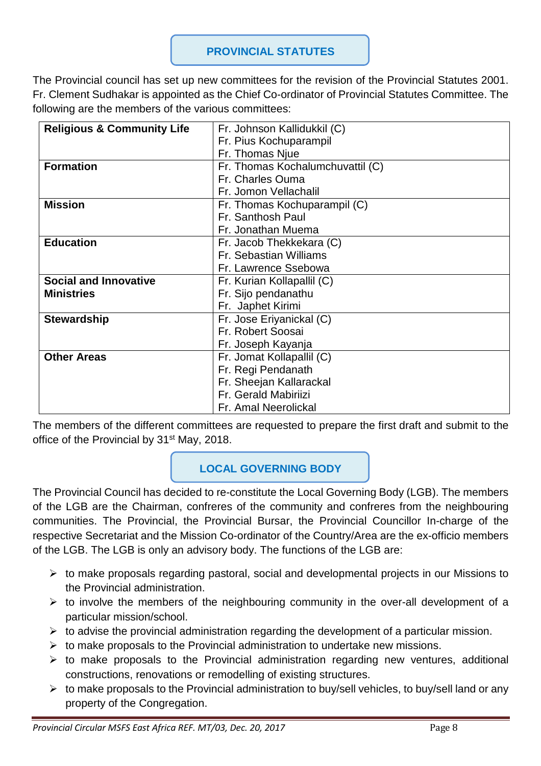## PROVINCIAL STATUTES

The Provincial council has set up new committees for the revision of the Provincial Statutes 2001. Fr. Clement Sudhakar is appointed as the Chief Co-ordinator of Provincial Statutes Committee. The following are the members of the various committees:

| Committee | Members |
|---|---|
| **Religious & Community Life** | Fr. Johnson Kallidukkil (C)<br>Fr. Pius Kochuparampil<br>Fr. Thomas Njue |
| **Formation** | Fr. Thomas Kochalumchuvattil (C)<br>Fr. Charles Ouma<br>Fr. Jomon Vellachalil |
| **Mission** | Fr. Thomas Kochuparampil (C)<br>Fr. Santhosh Paul<br>Fr. Jonathan Muema |
| **Education** | Fr. Jacob Thekkekara (C)<br>Fr. Sebastian Williams<br>Fr. Lawrence Ssebowa |
| **Social and Innovative Ministries** | Fr. Kurian Kollapallil (C)<br>Fr. Sijo pendanathu<br>Fr. Japhet Kirimi |
| **Stewardship** | Fr. Jose Eriyanickal (C)<br>Fr. Robert Soosai<br>Fr. Joseph Kayanja |
| **Other Areas** | Fr. Jomat Kollapallil (C)<br>Fr. Regi Pendanath<br>Fr. Sheejan Kallarackal<br>Fr. Gerald Mabiriizi<br>Fr. Amal Neerolickal |

The members of the different committees are requested to prepare the first draft and submit to the office of the Provincial by 31st May, 2018.

## LOCAL GOVERNING BODY

The Provincial Council has decided to re-constitute the Local Governing Body (LGB). The members of the LGB are the Chairman, confreres of the community and confreres from the neighbouring communities. The Provincial, the Provincial Bursar, the Provincial Councillor In-charge of the respective Secretariat and the Mission Co-ordinator of the Country/Area are the ex-officio members of the LGB. The LGB is only an advisory body. The functions of the LGB are:

- to make proposals regarding pastoral, social and developmental projects in our Missions to the Provincial administration.
- to involve the members of the neighbouring community in the over-all development of a particular mission/school.
- to advise the provincial administration regarding the development of a particular mission.
- to make proposals to the Provincial administration to undertake new missions.
- to make proposals to the Provincial administration regarding new ventures, additional constructions, renovations or remodelling of existing structures.
- to make proposals to the Provincial administration to buy/sell vehicles, to buy/sell land or any property of the Congregation.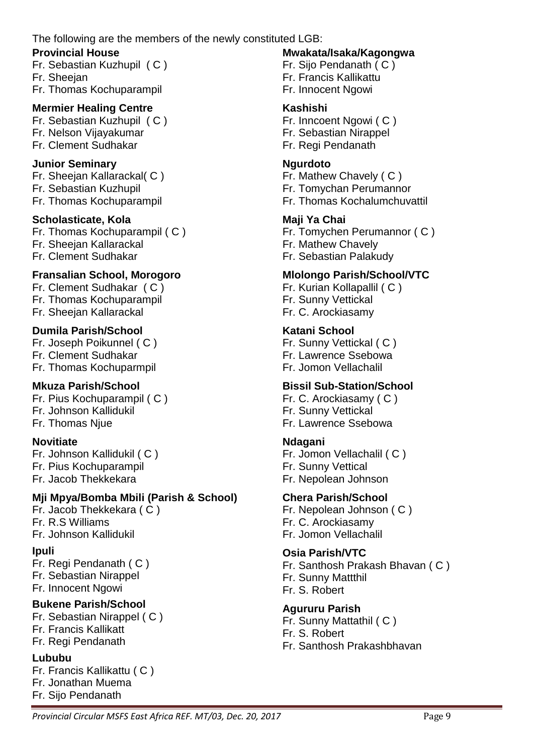The following are the members of the newly constituted LGB:

**Provincial House**
Fr. Sebastian Kuzhupil ( C )
Fr. Sheejan
Fr. Thomas Kochuparampil

**Mermier Healing Centre**
Fr. Sebastian Kuzhupil ( C )
Fr. Nelson Vijayakumar
Fr. Clement Sudhakar

**Junior Seminary**
Fr. Sheejan Kallarackal( C )
Fr. Sebastian Kuzhupil
Fr. Thomas Kochuparampil

**Scholasticate, Kola**
Fr. Thomas Kochuparampil ( C )
Fr. Sheejan Kallarackal
Fr. Clement Sudhakar

**Fransalian School, Morogoro**
Fr. Clement Sudhakar ( C )
Fr. Thomas Kochuparampil
Fr. Sheejan Kallarackal

**Dumila Parish/School**
Fr. Joseph Poikunnel ( C )
Fr. Clement Sudhakar
Fr. Thomas Kochuparmpil

**Mkuza Parish/School**
Fr. Pius Kochuparampil ( C )
Fr. Johnson Kallidukil
Fr. Thomas Njue

**Novitiate**
Fr. Johnson Kallidukil ( C )
Fr. Pius Kochuparampil
Fr. Jacob Thekkekara

**Mji Mpya/Bomba Mbili (Parish & School)**
Fr. Jacob Thekkekara ( C )
Fr. R.S Williams
Fr. Johnson Kallidukil

**Ipuli**
Fr. Regi Pendanath ( C )
Fr. Sebastian Nirappel
Fr. Innocent Ngowi

**Bukene Parish/School**
Fr. Sebastian Nirappel ( C )
Fr. Francis Kallikatt
Fr. Regi Pendanath

**Lububu**
Fr. Francis Kallikattu ( C )
Fr. Jonathan Muema
Fr. Sijo Pendanath

**Mwakata/Isaka/Kagongwa**
Fr. Sijo Pendanath ( C )
Fr. Francis Kallikattu
Fr. Innocent Ngowi

**Kashishi**
Fr. Inncoent Ngowi ( C )
Fr. Sebastian Nirappel
Fr. Regi Pendanath

**Ngurdoto**
Fr. Mathew Chavely ( C )
Fr. Tomychan Perumannor
Fr. Thomas Kochalumchuvattil

**Maji Ya Chai**
Fr. Tomychen Perumannor ( C )
Fr. Mathew Chavely
Fr. Sebastian Palakudy

**Mlolongo Parish/School/VTC**
Fr. Kurian Kollapallil ( C )
Fr. Sunny Vettickal
Fr. C. Arockiasamy

**Katani School**
Fr. Sunny Vettickal ( C )
Fr. Lawrence Ssebowa
Fr. Jomon Vellachalil

**Bissil Sub-Station/School**
Fr. C. Arockiasamy ( C )
Fr. Sunny Vettickal
Fr. Lawrence Ssebowa

**Ndagani**
Fr. Jomon Vellachalil ( C )
Fr. Sunny Vettical
Fr. Nepolean Johnson

**Chera Parish/School**
Fr. Nepolean Johnson ( C )
Fr. C. Arockiasamy
Fr. Jomon Vellachalil

**Osia Parish/VTC**
Fr. Santhosh Prakash Bhavan ( C )
Fr. Sunny Mattthil
Fr. S. Robert

**Agururu Parish**
Fr. Sunny Mattathil ( C )
Fr. S. Robert
Fr. Santhosh Prakashbhavan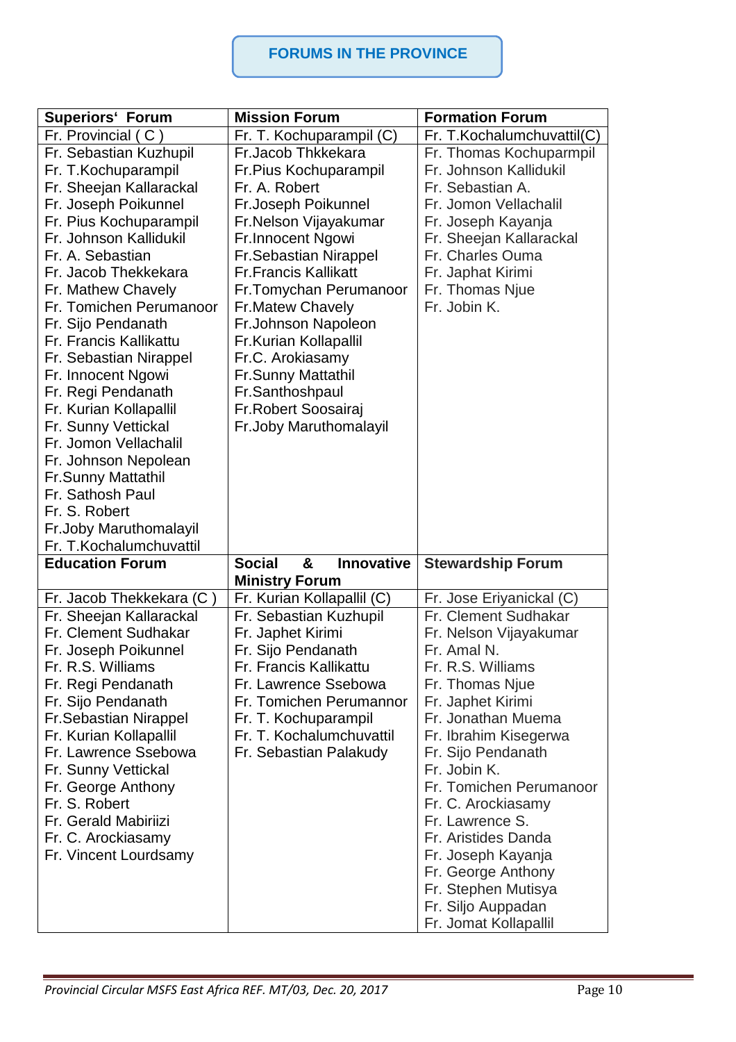# FORUMS IN THE PROVINCE

| Superiors' Forum | Mission Forum | Formation Forum |
|---|---|---|
| Fr. Provincial ( C ) | Fr. T. Kochuparampil (C) | Fr. T.Kochalumchuvattil(C) |
| Fr. Sebastian Kuzhupil | Fr.Jacob Thkkekara | Fr. Thomas Kochuparmpil |
| Fr. T.Kochuparampil | Fr.Pius Kochuparampil | Fr. Johnson Kallidukil |
| Fr. Sheejan Kallarackal | Fr. A. Robert | Fr. Sebastian A. |
| Fr. Joseph Poikunnel | Fr.Joseph Poikunnel | Fr. Jomon Vellachalil |
| Fr. Pius Kochuparampil | Fr.Nelson Vijayakumar | Fr. Joseph Kayanja |
| Fr. Johnson Kallidukil | Fr.Innocent Ngowi | Fr. Sheejan Kallarackal |
| Fr. A. Sebastian | Fr.Sebastian Nirappel | Fr. Charles Ouma |
| Fr. Jacob Thekkekara | Fr.Francis Kallikatt | Fr. Japhat Kirimi |
| Fr. Mathew Chavely | Fr.Tomychan Perumanoor | Fr. Thomas Njue |
| Fr. Tomichen Perumanoor | Fr.Matew Chavely | Fr. Jobin K. |
| Fr. Sijo Pendanath | Fr.Johnson Napoleon | |
| Fr. Francis Kallikattu | Fr.Kurian Kollapallil | |
| Fr. Sebastian Nirappel | Fr.C. Arokiasamy | |
| Fr. Innocent Ngowi | Fr.Sunny Mattathil | |
| Fr. Regi Pendanath | Fr.Santhoshpaul | |
| Fr. Kurian Kollapallil | Fr.Robert Soosairaj | |
| Fr. Sunny Vettickal | Fr.Joby Maruthomalayil | |
| Fr. Jomon Vellachalil | | |
| Fr. Johnson Nepolean | | |
| Fr.Sunny Mattathil | | |
| Fr. Sathosh Paul | | |
| Fr. S. Robert | | |
| Fr.Joby Maruthomalayil | | |
| Fr. T.Kochalumchuvattil | | |
| **Education Forum** | **Social & Innovative Ministry Forum** | **Stewardship Forum** |
| Fr. Jacob Thekkekara (C ) | Fr. Kurian Kollapallil (C) | Fr. Jose Eriyanickal (C) |
| Fr. Sheejan Kallarackal | Fr. Sebastian Kuzhupil | Fr. Clement Sudhakar |
| Fr. Clement Sudhakar | Fr. Japhet Kirimi | Fr. Nelson Vijayakumar |
| Fr. Joseph Poikunnel | Fr. Sijo Pendanath | Fr. Amal N. |
| Fr. R.S. Williams | Fr. Francis Kallikattu | Fr. R.S. Williams |
| Fr. Regi Pendanath | Fr. Lawrence Ssebowa | Fr. Thomas Njue |
| Fr. Sijo Pendanath | Fr. Tomichen Perumannor | Fr. Japhet Kirimi |
| Fr.Sebastian Nirappel | Fr. T. Kochuparampil | Fr. Jonathan Muema |
| Fr. Kurian Kollapallil | Fr. T. Kochalumchuvattil | Fr. Ibrahim Kisegerwa |
| Fr. Lawrence Ssebowa | Fr. Sebastian Palakudy | Fr. Sijo Pendanath |
| Fr. Sunny Vettickal | | Fr. Jobin K. |
| Fr. George Anthony | | Fr. Tomichen Perumanoor |
| Fr. S. Robert | | Fr. C. Arockiasamy |
| Fr. Gerald Mabiriizi | | Fr. Lawrence S. |
| Fr. C. Arockiasamy | | Fr. Aristides Danda |
| Fr. Vincent Lourdsamy | | Fr. Joseph Kayanja |
| | | Fr. George Anthony |
| | | Fr. Stephen Mutisya |
| | | Fr. Siljo Auppadan |
| | | Fr. Jomat Kollapallil |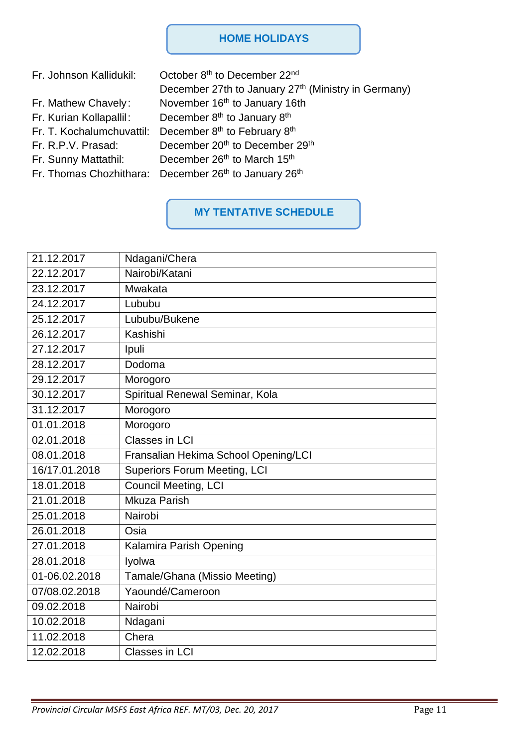## HOME HOLIDAYS

| | |
|---|---|
| Fr. Johnson Kallidukil: | October 8th to December 22nd |
| | December 27th to January 27th (Ministry in Germany) |
| Fr. Mathew Chavely: | November 16th to January 16th |
| Fr. Kurian Kollapallil: | December 8th to January 8th |
| Fr. T. Kochalumchuvattil: | December 8th to February 8th |
| Fr. R.P.V. Prasad: | December 20th to December 29th |
| Fr. Sunny Mattathil: | December 26th to March 15th |
| Fr. Thomas Chozhithara: | December 26th to January 26th |

## MY TENTATIVE SCHEDULE

| | |
|---|---|
| 21.12.2017 | Ndagani/Chera |
| 22.12.2017 | Nairobi/Katani |
| 23.12.2017 | Mwakata |
| 24.12.2017 | Lububu |
| 25.12.2017 | Lububu/Bukene |
| 26.12.2017 | Kashishi |
| 27.12.2017 | Ipuli |
| 28.12.2017 | Dodoma |
| 29.12.2017 | Morogoro |
| 30.12.2017 | Spiritual Renewal Seminar, Kola |
| 31.12.2017 | Morogoro |
| 01.01.2018 | Morogoro |
| 02.01.2018 | Classes in LCI |
| 08.01.2018 | Fransalian Hekima School Opening/LCI |
| 16/17.01.2018 | Superiors Forum Meeting, LCI |
| 18.01.2018 | Council Meeting, LCI |
| 21.01.2018 | Mkuza Parish |
| 25.01.2018 | Nairobi |
| 26.01.2018 | Osia |
| 27.01.2018 | Kalamira Parish Opening |
| 28.01.2018 | Iyolwa |
| 01-06.02.2018 | Tamale/Ghana (Missio Meeting) |
| 07/08.02.2018 | Yaoundé/Cameroon |
| 09.02.2018 | Nairobi |
| 10.02.2018 | Ndagani |
| 11.02.2018 | Chera |
| 12.02.2018 | Classes in LCI |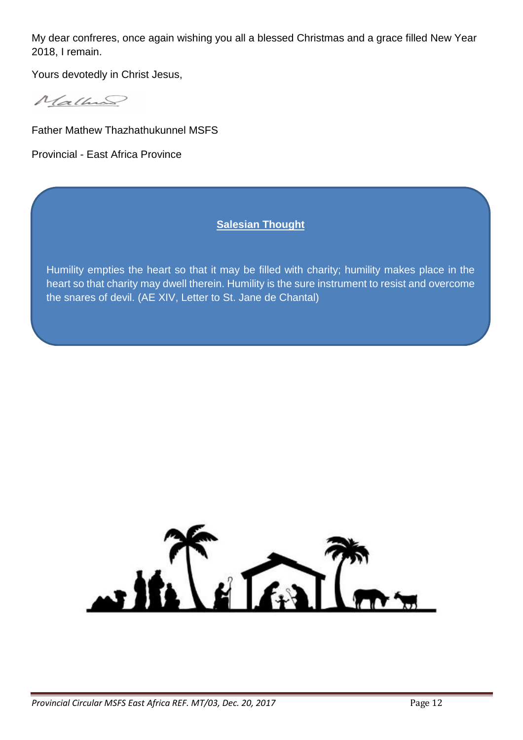My dear confreres, once again wishing you all a blessed Christmas and a grace filled New Year 2018, I remain.

Yours devotedly in Christ Jesus,

Father Mathew Thazhathukunnel MSFS

Provincial - East Africa Province

**Salesian Thought**

Humility empties the heart so that it may be filled with charity; humility makes place in the heart so that charity may dwell therein. Humility is the sure instrument to resist and overcome the snares of devil. (AE XIV, Letter to St. Jane de Chantal)